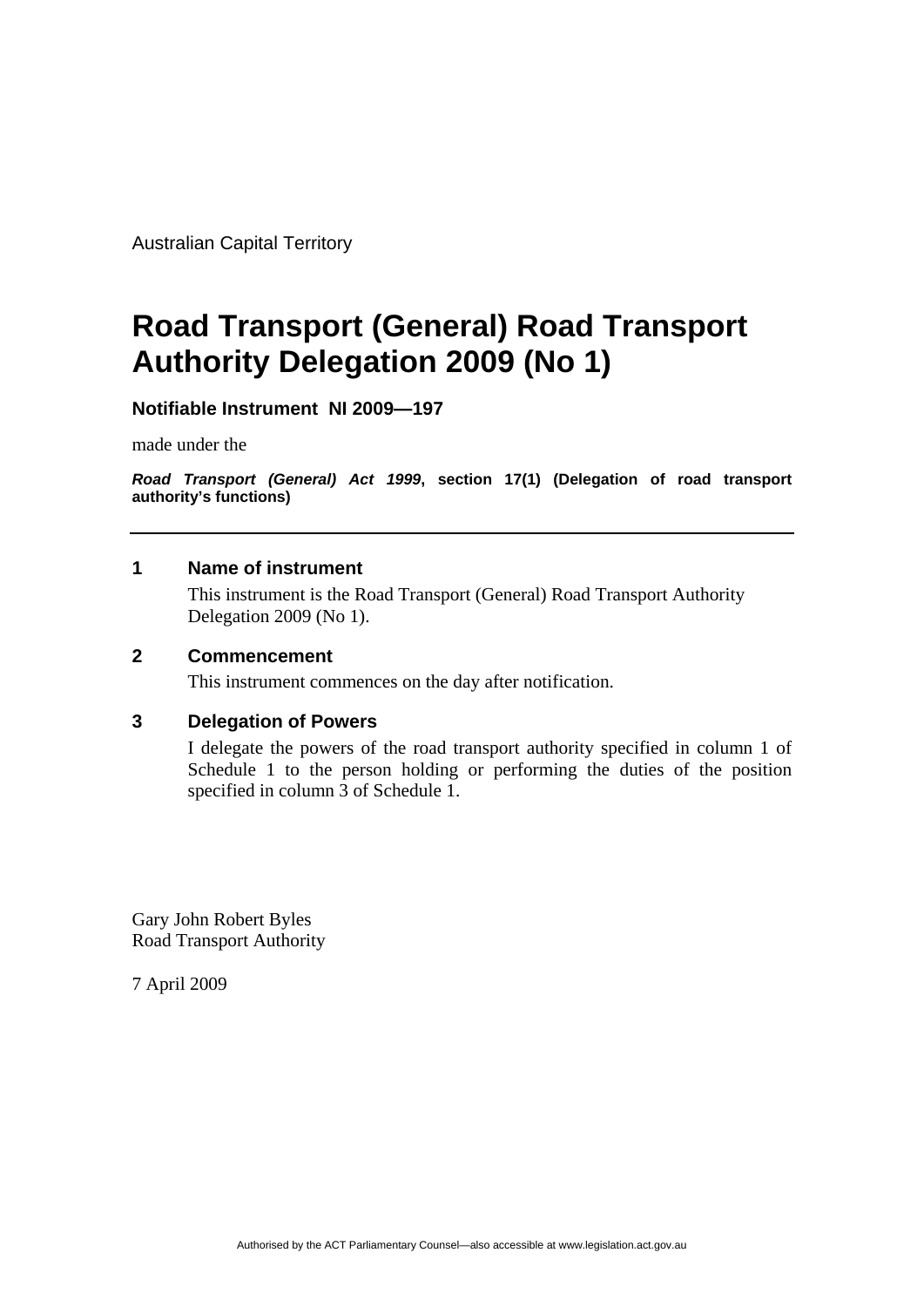Australian Capital Territory

# Road Transport (General) Road Transport Authority Delegation 2009 (No 1)

**Notifiable Instrument NI 2009—197**

made under the

***Road Transport (General) Act 1999*, section 17(1) (Delegation of road transport authority's functions)**

---

## 1 Name of instrument

This instrument is the Road Transport (General) Road Transport Authority Delegation 2009 (No 1).

## 2 Commencement

This instrument commences on the day after notification.

## 3 Delegation of Powers

I delegate the powers of the road transport authority specified in column 1 of Schedule 1 to the person holding or performing the duties of the position specified in column 3 of Schedule 1.

Gary John Robert Byles
Road Transport Authority

7 April 2009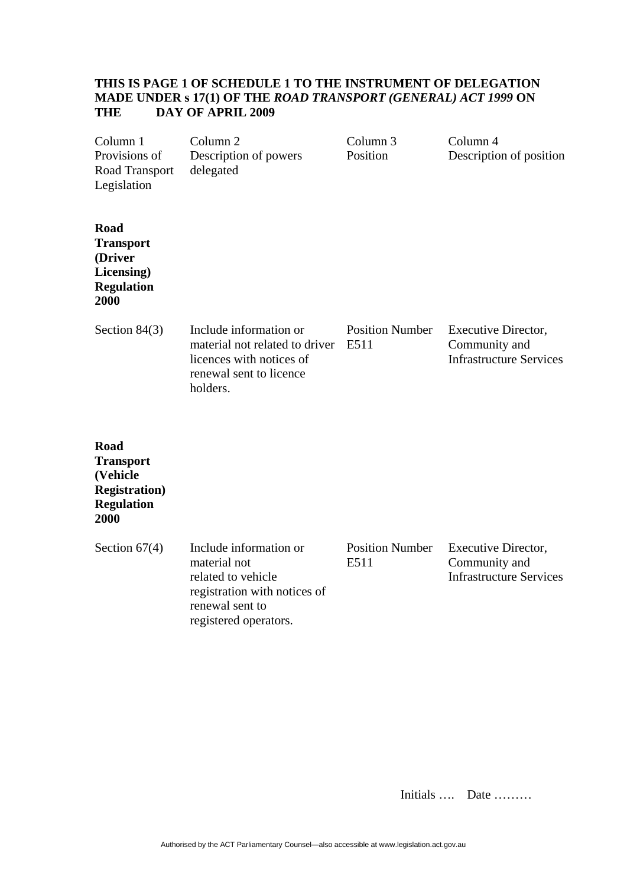**THIS IS PAGE 1 OF SCHEDULE 1 TO THE INSTRUMENT OF DELEGATION MADE UNDER s 17(1) OF THE *ROAD TRANSPORT (GENERAL) ACT 1999* ON THE DAY OF APRIL 2009**

| Column 1<br>Provisions of Road Transport Legislation | Column 2<br>Description of powers delegated | Column 3<br>Position | Column 4<br>Description of position |
|---|---|---|---|
| **Road Transport (Driver Licensing) Regulation 2000** | | | |
| Section 84(3) | Include information or material not related to driver licences with notices of renewal sent to licence holders. | Position Number E511 | Executive Director, Community and Infrastructure Services |
| **Road Transport (Vehicle Registration) Regulation 2000** | | | |
| Section 67(4) | Include information or material not related to vehicle registration with notices of renewal sent to registered operators. | Position Number E511 | Executive Director, Community and Infrastructure Services |

Initials …. Date ………